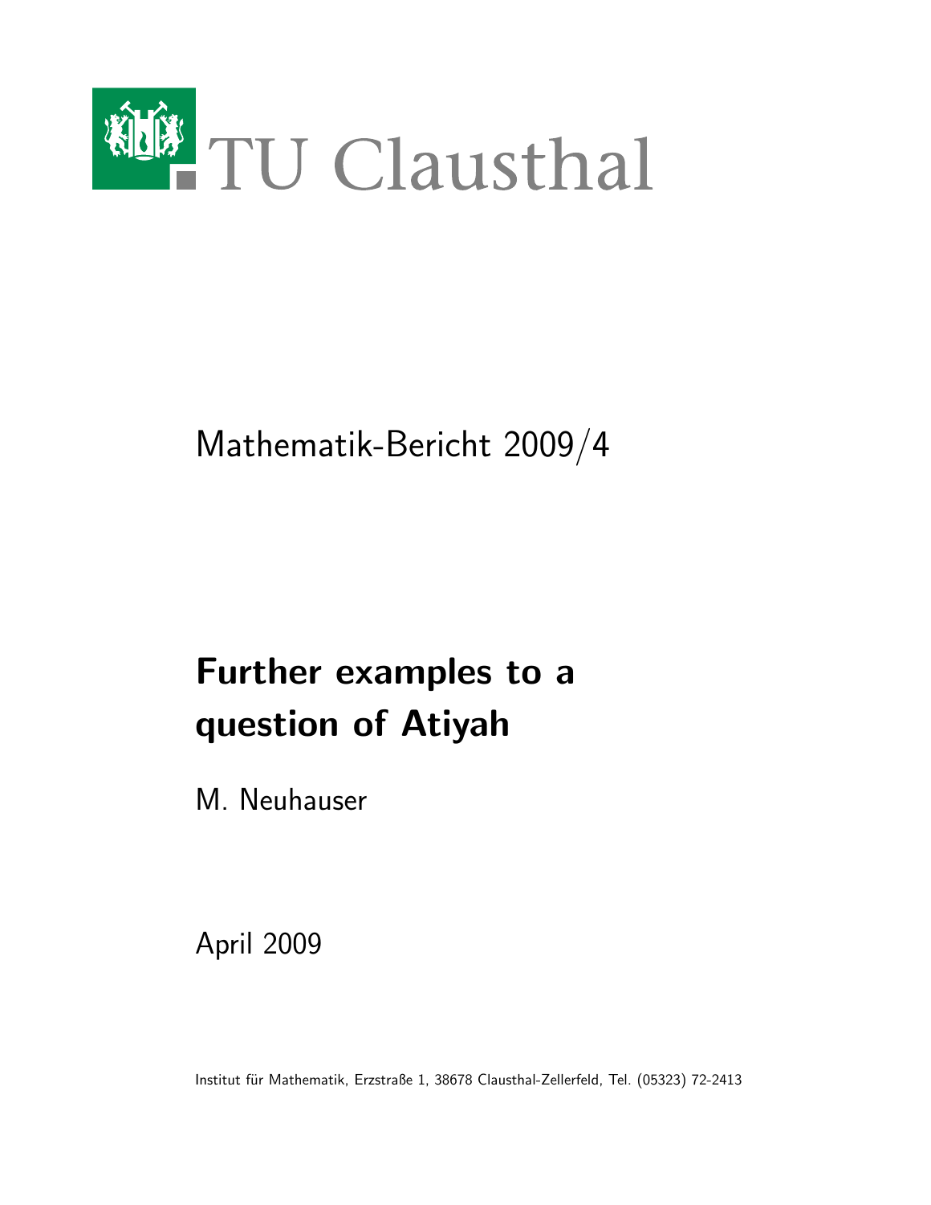TU Clausthal

Mathematik-Bericht 2009/4

# Further examples to a question of Atiyah

M. Neuhauser

April 2009

Institut für Mathematik, Erzstraße 1, 38678 Clausthal-Zellerfeld, Tel. (05323) 72-2413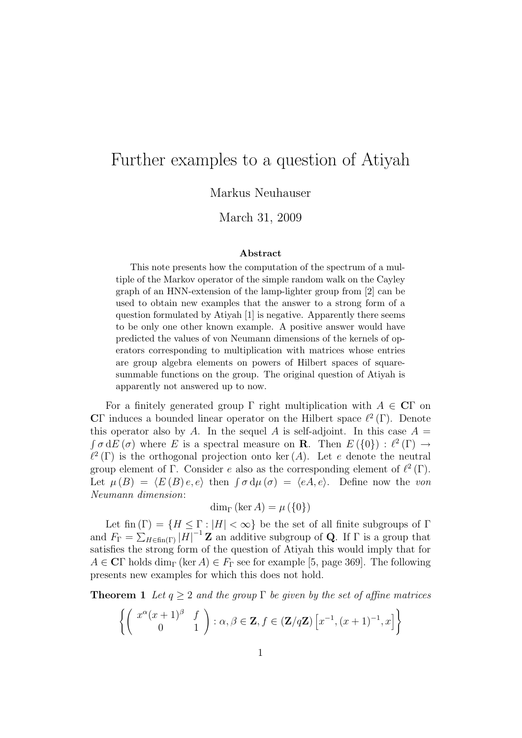# Further examples to a question of Atiyah

Markus Neuhauser

March 31, 2009

**Abstract**

This note presents how the computation of the spectrum of a multiple of the Markov operator of the simple random walk on the Cayley graph of an HNN-extension of the lamp-lighter group from [2] can be used to obtain new examples that the answer to a strong form of a question formulated by Atiyah [1] is negative. Apparently there seems to be only one other known example. A positive answer would have predicted the values of von Neumann dimensions of the kernels of operators corresponding to multiplication with matrices whose entries are group algebra elements on powers of Hilbert spaces of square-summable functions on the group. The original question of Atiyah is apparently not answered up to now.

For a finitely generated group $\Gamma$ right multiplication with $A \in \mathbf{C}\Gamma$ on $\mathbf{C}\Gamma$ induces a bounded linear operator on the Hilbert space $\ell^2(\Gamma)$. Denote this operator also by $A$. In the sequel $A$ is self-adjoint. In this case $A = \int \sigma \, \mathrm{d}E(\sigma)$ where $E$ is a spectral measure on $\mathbf{R}$. Then $E(\{0\}) : \ell^2(\Gamma) \to \ell^2(\Gamma)$ is the orthogonal projection onto $\ker(A)$. Let $e$ denote the neutral group element of $\Gamma$. Consider $e$ also as the corresponding element of $\ell^2(\Gamma)$. Let $\mu(B) = \langle E(B)e, e\rangle$ then $\int \sigma \, \mathrm{d}\mu(\sigma) = \langle eA, e\rangle$. Define now the *von Neumann dimension*:

$$\dim_\Gamma(\ker A) = \mu(\{0\})$$

Let $\operatorname{fin}(\Gamma) = \{H \leq \Gamma : |H| < \infty\}$ be the set of all finite subgroups of $\Gamma$ and $F_\Gamma = \sum_{H \in \operatorname{fin}(\Gamma)} |H|^{-1}\mathbf{Z}$ an additive subgroup of $\mathbf{Q}$. If $\Gamma$ is a group that satisfies the strong form of the question of Atiyah this would imply that for $A \in \mathbf{C}\Gamma$ holds $\dim_\Gamma(\ker A) \in F_\Gamma$ see for example [5, page 369]. The following presents new examples for which this does not hold.

**Theorem 1** *Let $q \geq 2$ and the group $\Gamma$ be given by the set of affine matrices*

$$\left\{ \begin{pmatrix} x^\alpha (x+1)^\beta & f \\ 0 & 1 \end{pmatrix} : \alpha, \beta \in \mathbf{Z}, f \in (\mathbf{Z}/q\mathbf{Z})\left[x^{-1}, (x+1)^{-1}, x\right] \right\}$$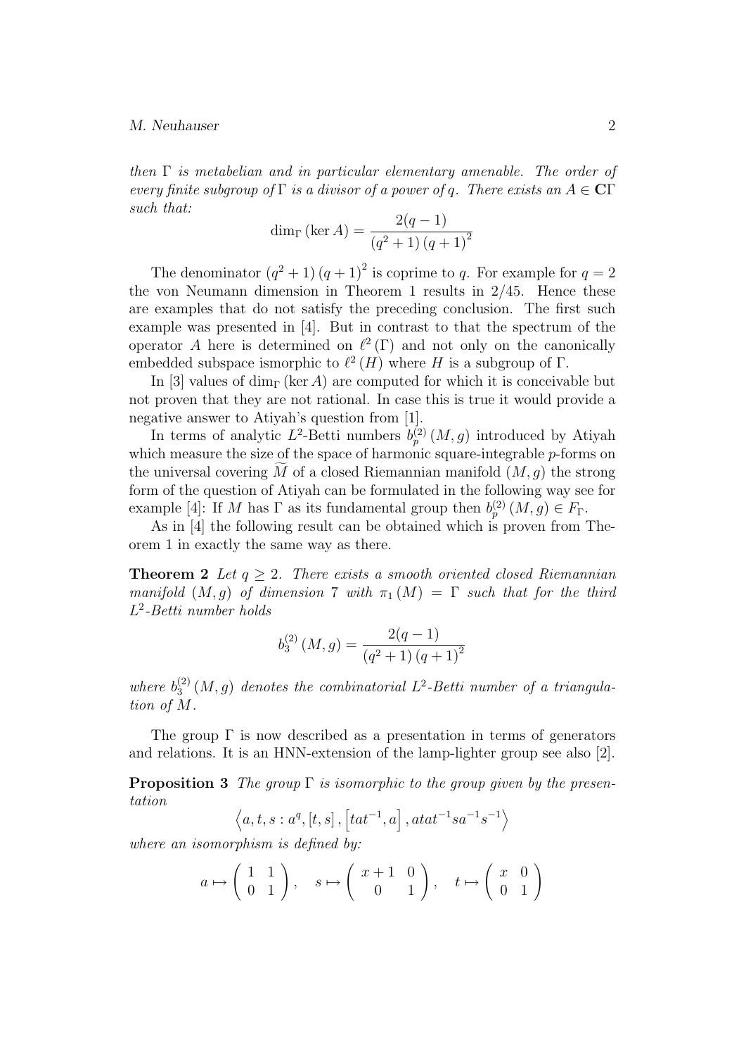*then $\Gamma$ is metabelian and in particular elementary amenable. The order of every finite subgroup of $\Gamma$ is a divisor of a power of $q$. There exists an $A \in \mathbf{C}\Gamma$ such that:*

$$\dim_{\Gamma}(\ker A) = \frac{2(q-1)}{(q^2+1)(q+1)^2}$$

The denominator $(q^2+1)(q+1)^2$ is coprime to $q$. For example for $q = 2$ the von Neumann dimension in Theorem 1 results in $2/45$. Hence these are examples that do not satisfy the preceding conclusion. The first such example was presented in [4]. But in contrast to that the spectrum of the operator $A$ here is determined on $\ell^2(\Gamma)$ and not only on the canonically embedded subspace ismorphic to $\ell^2(H)$ where $H$ is a subgroup of $\Gamma$.

In [3] values of $\dim_{\Gamma}(\ker A)$ are computed for which it is conceivable but not proven that they are not rational. In case this is true it would provide a negative answer to Atiyah's question from [1].

In terms of analytic $L^2$-Betti numbers $b_p^{(2)}(M,g)$ introduced by Atiyah which measure the size of the space of harmonic square-integrable $p$-forms on the universal covering $\widetilde{M}$ of a closed Riemannian manifold $(M,g)$ the strong form of the question of Atiyah can be formulated in the following way see for example [4]: If $M$ has $\Gamma$ as its fundamental group then $b_p^{(2)}(M,g) \in F_{\Gamma}$.

As in [4] the following result can be obtained which is proven from Theorem 1 in exactly the same way as there.

**Theorem 2** *Let $q \geq 2$. There exists a smooth oriented closed Riemannian manifold $(M,g)$ of dimension 7 with $\pi_1(M) = \Gamma$ such that for the third $L^2$-Betti number holds*

$$b_3^{(2)}(M,g) = \frac{2(q-1)}{(q^2+1)(q+1)^2}$$

*where $b_3^{(2)}(M,g)$ denotes the combinatorial $L^2$-Betti number of a triangulation of $M$.*

The group $\Gamma$ is now described as a presentation in terms of generators and relations. It is an HNN-extension of the lamp-lighter group see also [2].

**Proposition 3** *The group $\Gamma$ is isomorphic to the group given by the presentation*

$$\left\langle a, t, s : a^q, [t,s], \left[tat^{-1}, a\right], atat^{-1}sa^{-1}s^{-1} \right\rangle$$

*where an isomorphism is defined by:*

$$a \mapsto \begin{pmatrix} 1 & 1 \\ 0 & 1 \end{pmatrix}, \quad s \mapsto \begin{pmatrix} x+1 & 0 \\ 0 & 1 \end{pmatrix}, \quad t \mapsto \begin{pmatrix} x & 0 \\ 0 & 1 \end{pmatrix}$$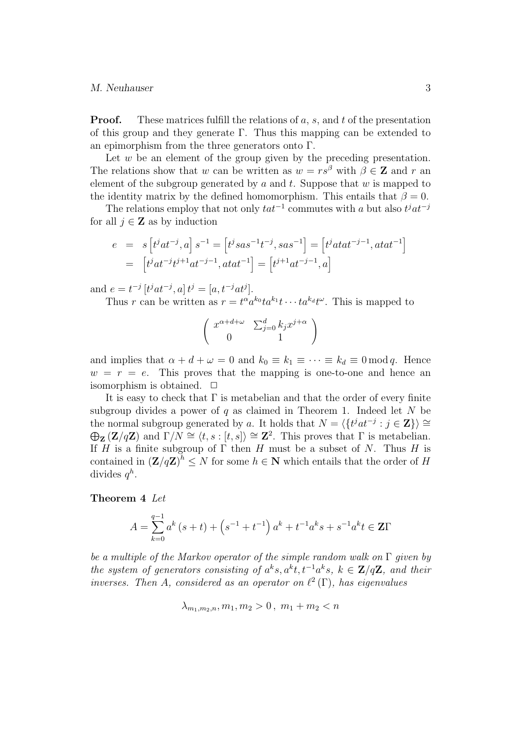**Proof.** These matrices fulfill the relations of $a$, $s$, and $t$ of the presentation of this group and they generate $\Gamma$. Thus this mapping can be extended to an epimorphism from the three generators onto $\Gamma$.

Let $w$ be an element of the group given by the preceding presentation. The relations show that $w$ can be written as $w = rs^{\beta}$ with $\beta \in \mathbf{Z}$ and $r$ an element of the subgroup generated by $a$ and $t$. Suppose that $w$ is mapped to the identity matrix by the defined homomorphism. This entails that $\beta = 0$.

The relations employ that not only $tat^{-1}$ commutes with $a$ but also $t^j a t^{-j}$ for all $j \in \mathbf{Z}$ as by induction

$$
\begin{aligned}
e &= s\left[t^j a t^{-j}, a\right] s^{-1} = \left[t^j s a s^{-1} t^{-j}, s a s^{-1}\right] = \left[t^j a t a t^{-j-1}, a t a t^{-1}\right] \\
&= \left[t^j a t^{-j} t^{j+1} a t^{-j-1}, a t a t^{-1}\right] = \left[t^{j+1} a t^{-j-1}, a\right]
\end{aligned}
$$

and $e = t^{-j}\left[t^j a t^{-j}, a\right] t^j = \left[a, t^{-j} a t^j\right]$.

Thus $r$ can be written as $r = t^{\alpha} a^{k_0} t a^{k_1} t \cdots t a^{k_d} t^{\omega}$. This is mapped to

$$
\begin{pmatrix} x^{\alpha+d+\omega} & \sum_{j=0}^{d} k_j x^{j+\alpha} \\ 0 & 1 \end{pmatrix}
$$

and implies that $\alpha + d + \omega = 0$ and $k_0 \equiv k_1 \equiv \cdots \equiv k_d \equiv 0 \bmod q$. Hence $w = r = e$. This proves that the mapping is one-to-one and hence an isomorphism is obtained. $\square$

It is easy to check that $\Gamma$ is metabelian and that the order of every finite subgroup divides a power of $q$ as claimed in Theorem 1. Indeed let $N$ be the normal subgroup generated by $a$. It holds that $N = \langle \{t^j a t^{-j} : j \in \mathbf{Z}\} \rangle \cong \bigoplus_{\mathbf{Z}} (\mathbf{Z}/q\mathbf{Z})$ and $\Gamma/N \cong \langle t, s : [t, s] \rangle \cong \mathbf{Z}^2$. This proves that $\Gamma$ is metabelian. If $H$ is a finite subgroup of $\Gamma$ then $H$ must be a subset of $N$. Thus $H$ is contained in $(\mathbf{Z}/q\mathbf{Z})^h \leq N$ for some $h \in \mathbf{N}$ which entails that the order of $H$ divides $q^h$.

**Theorem 4** *Let*

$$
A = \sum_{k=0}^{q-1} a^k (s + t) + \left(s^{-1} + t^{-1}\right) a^k + t^{-1} a^k s + s^{-1} a^k t \in \mathbf{Z}\Gamma
$$

*be a multiple of the Markov operator of the simple random walk on $\Gamma$ given by the system of generators consisting of $a^k s, a^k t, t^{-1} a^k s$, $k \in \mathbf{Z}/q\mathbf{Z}$, and their inverses. Then $A$, considered as an operator on $\ell^2(\Gamma)$, has eigenvalues*

$$
\lambda_{m_1, m_2, n}, m_1, m_2 > 0\,,\; m_1 + m_2 < n
$$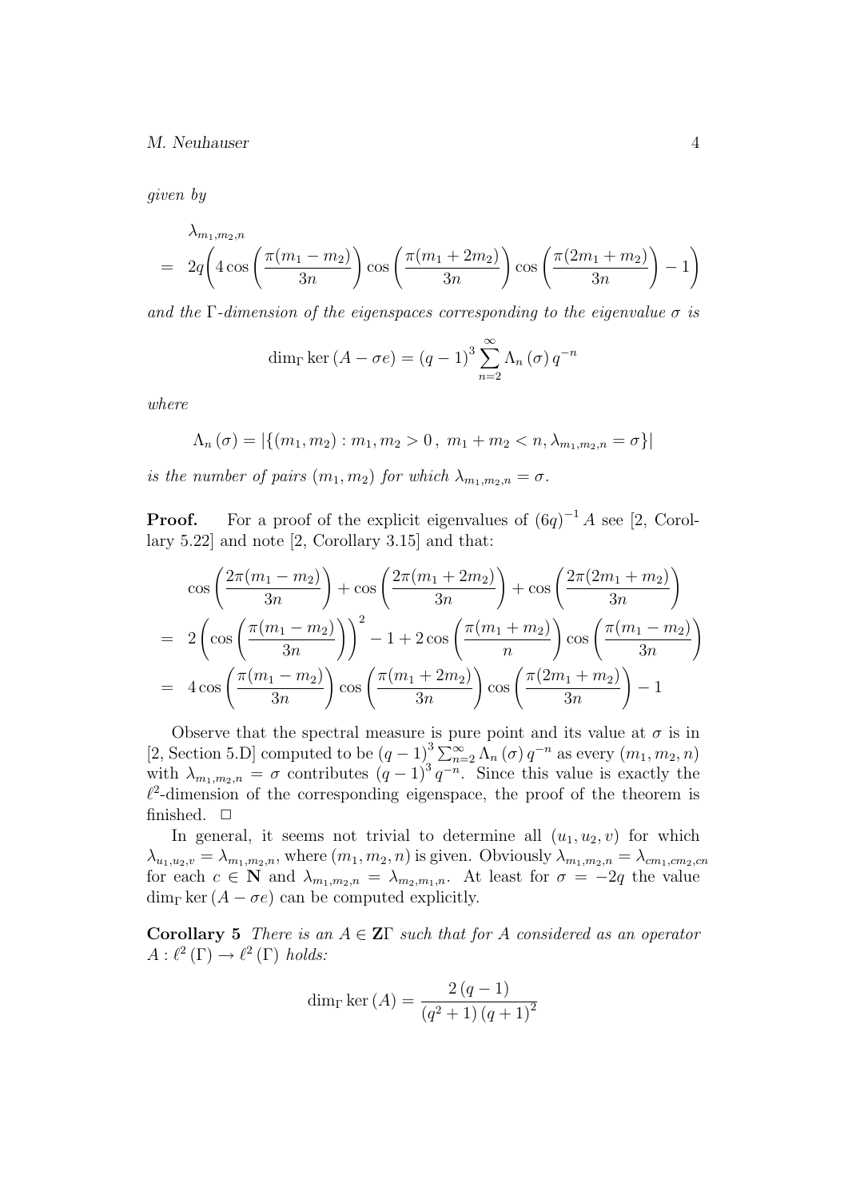*given by*

$$
\begin{aligned}
& \lambda_{m_1,m_2,n} \\
= \;& 2q\left(4\cos\left(\frac{\pi(m_1-m_2)}{3n}\right)\cos\left(\frac{\pi(m_1+2m_2)}{3n}\right)\cos\left(\frac{\pi(2m_1+m_2)}{3n}\right)-1\right)
\end{aligned}
$$

*and the* $\Gamma$*-dimension of the eigenspaces corresponding to the eigenvalue* $\sigma$ *is*

$$
\dim_\Gamma \ker\left(A-\sigma e\right) = (q-1)^3 \sum_{n=2}^{\infty} \Lambda_n\left(\sigma\right) q^{-n}
$$

*where*

$$
\Lambda_n\left(\sigma\right) = \left|\{(m_1,m_2) : m_1, m_2 > 0\,,\; m_1+m_2 < n, \lambda_{m_1,m_2,n} = \sigma\}\right|
$$

*is the number of pairs* $(m_1,m_2)$ *for which* $\lambda_{m_1,m_2,n} = \sigma$*.*

**Proof.** For a proof of the explicit eigenvalues of $(6q)^{-1}A$ see [2, Corollary 5.22] and note [2, Corollary 3.15] and that:

$$
\begin{aligned}
& \cos\left(\frac{2\pi(m_1-m_2)}{3n}\right)+\cos\left(\frac{2\pi(m_1+2m_2)}{3n}\right)+\cos\left(\frac{2\pi(2m_1+m_2)}{3n}\right) \\
= \;& 2\left(\cos\left(\frac{\pi(m_1-m_2)}{3n}\right)\right)^2 - 1 + 2\cos\left(\frac{\pi(m_1+m_2)}{n}\right)\cos\left(\frac{\pi(m_1-m_2)}{3n}\right) \\
= \;& 4\cos\left(\frac{\pi(m_1-m_2)}{3n}\right)\cos\left(\frac{\pi(m_1+2m_2)}{3n}\right)\cos\left(\frac{\pi(2m_1+m_2)}{3n}\right)-1
\end{aligned}
$$

Observe that the spectral measure is pure point and its value at $\sigma$ is in [2, Section 5.D] computed to be $(q-1)^3\sum_{n=2}^{\infty}\Lambda_n(\sigma)\,q^{-n}$ as every $(m_1,m_2,n)$ with $\lambda_{m_1,m_2,n} = \sigma$ contributes $(q-1)^3 q^{-n}$. Since this value is exactly the $\ell^2$-dimension of the corresponding eigenspace, the proof of the theorem is finished. $\square$

In general, it seems not trivial to determine all $(u_1,u_2,v)$ for which $\lambda_{u_1,u_2,v} = \lambda_{m_1,m_2,n}$, where $(m_1,m_2,n)$ is given. Obviously $\lambda_{m_1,m_2,n} = \lambda_{cm_1,cm_2,cn}$ for each $c \in \mathbf{N}$ and $\lambda_{m_1,m_2,n} = \lambda_{m_2,m_1,n}$. At least for $\sigma = -2q$ the value $\dim_\Gamma \ker\left(A-\sigma e\right)$ can be computed explicitly.

**Corollary 5** *There is an* $A \in \mathbf{Z}\Gamma$ *such that for* $A$ *considered as an operator* $A : \ell^2(\Gamma) \to \ell^2(\Gamma)$ *holds:*

$$
\dim_\Gamma \ker\left(A\right) = \frac{2\left(q-1\right)}{\left(q^2+1\right)\left(q+1\right)^2}
$$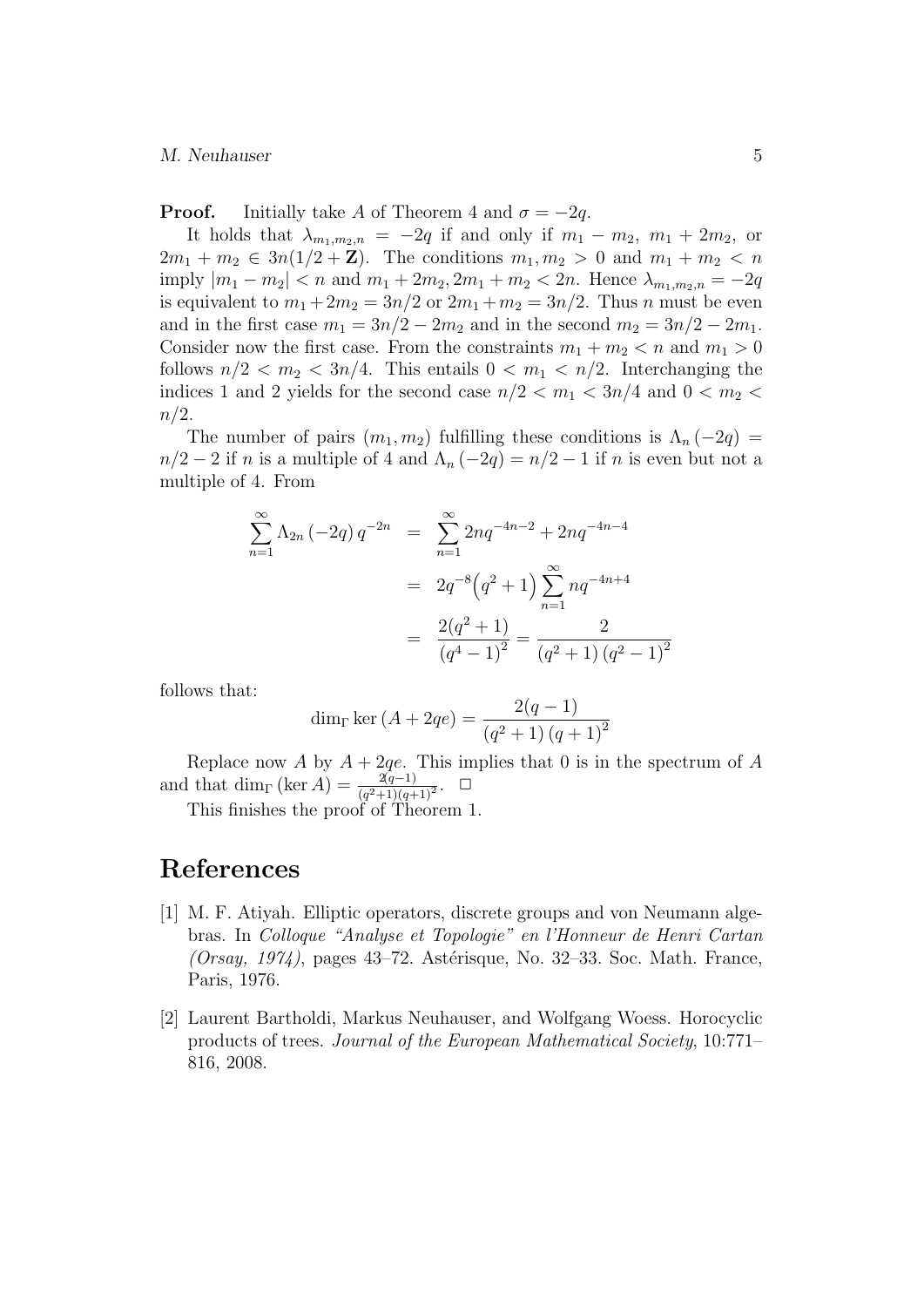**Proof.** Initially take $A$ of Theorem 4 and $\sigma = -2q$.

It holds that $\lambda_{m_1,m_2,n} = -2q$ if and only if $m_1 - m_2$, $m_1 + 2m_2$, or $2m_1 + m_2 \in 3n(1/2 + \mathbf{Z})$. The conditions $m_1, m_2 > 0$ and $m_1 + m_2 < n$ imply $|m_1 - m_2| < n$ and $m_1 + 2m_2, 2m_1 + m_2 < 2n$. Hence $\lambda_{m_1,m_2,n} = -2q$ is equivalent to $m_1 + 2m_2 = 3n/2$ or $2m_1 + m_2 = 3n/2$. Thus $n$ must be even and in the first case $m_1 = 3n/2 - 2m_2$ and in the second $m_2 = 3n/2 - 2m_1$. Consider now the first case. From the constraints $m_1 + m_2 < n$ and $m_1 > 0$ follows $n/2 < m_2 < 3n/4$. This entails $0 < m_1 < n/2$. Interchanging the indices 1 and 2 yields for the second case $n/2 < m_1 < 3n/4$ and $0 < m_2 < n/2$.

The number of pairs $(m_1, m_2)$ fulfilling these conditions is $\Lambda_n(-2q) = n/2 - 2$ if $n$ is a multiple of 4 and $\Lambda_n(-2q) = n/2 - 1$ if $n$ is even but not a multiple of 4. From

$$
\begin{aligned}
\sum_{n=1}^{\infty} \Lambda_{2n}(-2q)\, q^{-2n} &= \sum_{n=1}^{\infty} 2nq^{-4n-2} + 2nq^{-4n-4} \\
&= 2q^{-8}\left(q^2+1\right) \sum_{n=1}^{\infty} nq^{-4n+4} \\
&= \frac{2(q^2+1)}{\left(q^4-1\right)^2} = \frac{2}{\left(q^2+1\right)\left(q^2-1\right)^2}
\end{aligned}
$$

follows that:

$$
\dim_\Gamma \ker(A + 2qe) = \frac{2(q-1)}{\left(q^2+1\right)\left(q+1\right)^2}
$$

Replace now $A$ by $A + 2qe$. This implies that 0 is in the spectrum of $A$ and that $\dim_\Gamma(\ker A) = \frac{2(q-1)}{(q^2+1)(q+1)^2}$. $\square$

This finishes the proof of Theorem 1.

# References

[1] M. F. Atiyah. Elliptic operators, discrete groups and von Neumann algebras. In *Colloque "Analyse et Topologie" en l'Honneur de Henri Cartan (Orsay, 1974)*, pages 43–72. Astérisque, No. 32–33. Soc. Math. France, Paris, 1976.

[2] Laurent Bartholdi, Markus Neuhauser, and Wolfgang Woess. Horocyclic products of trees. *Journal of the European Mathematical Society*, 10:771–816, 2008.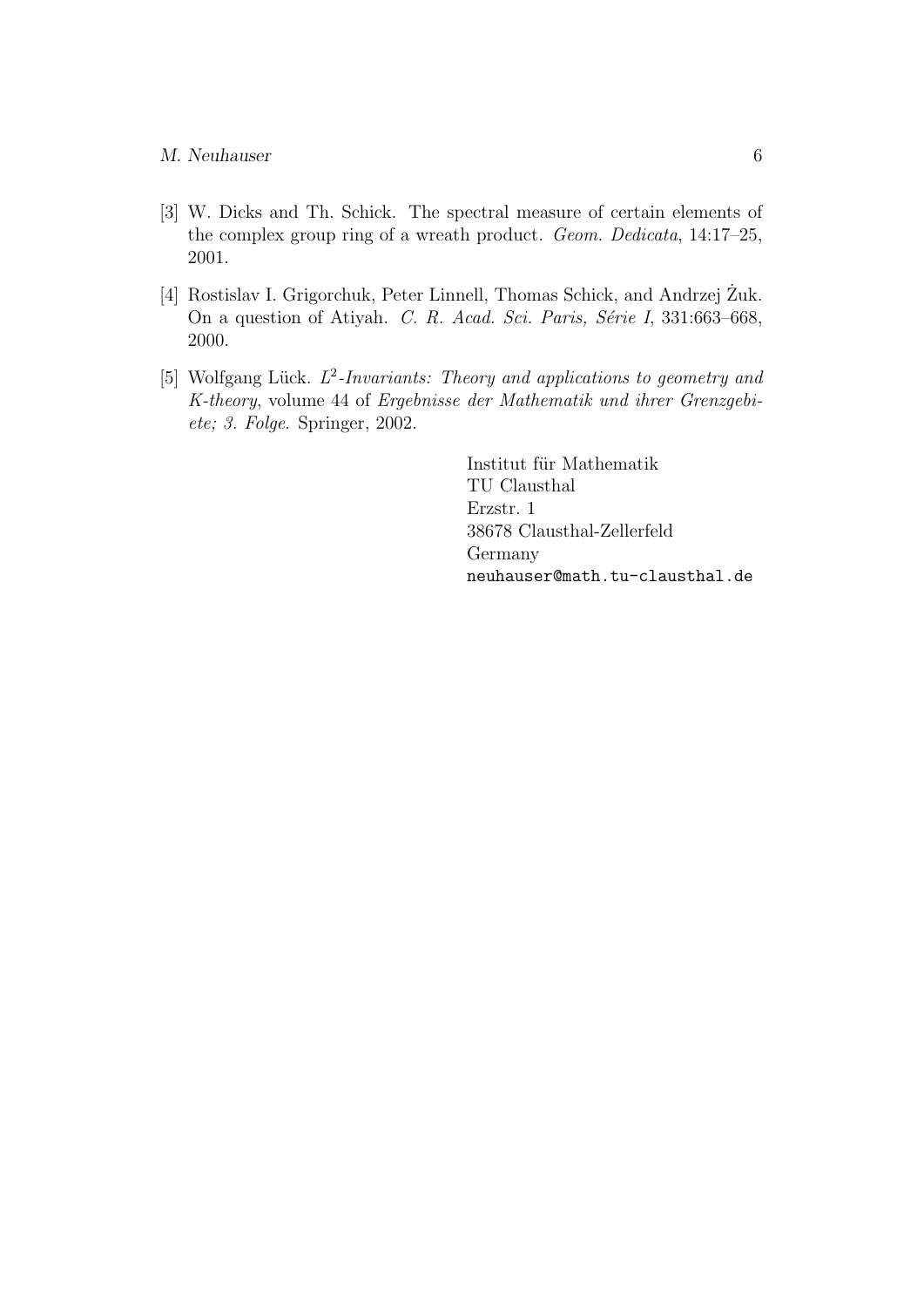[3] W. Dicks and Th. Schick. The spectral measure of certain elements of the complex group ring of a wreath product. *Geom. Dedicata*, 14:17–25, 2001.

[4] Rostislav I. Grigorchuk, Peter Linnell, Thomas Schick, and Andrzej Żuk. On a question of Atiyah. *C. R. Acad. Sci. Paris, Série I*, 331:663–668, 2000.

[5] Wolfgang Lück. *$L^2$-Invariants: Theory and applications to geometry and K-theory*, volume 44 of *Ergebnisse der Mathematik und ihrer Grenzgebiete; 3. Folge*. Springer, 2002.

Institut für Mathematik  
TU Clausthal  
Erzstr. 1  
38678 Clausthal-Zellerfeld  
Germany  
neuhauser@math.tu-clausthal.de